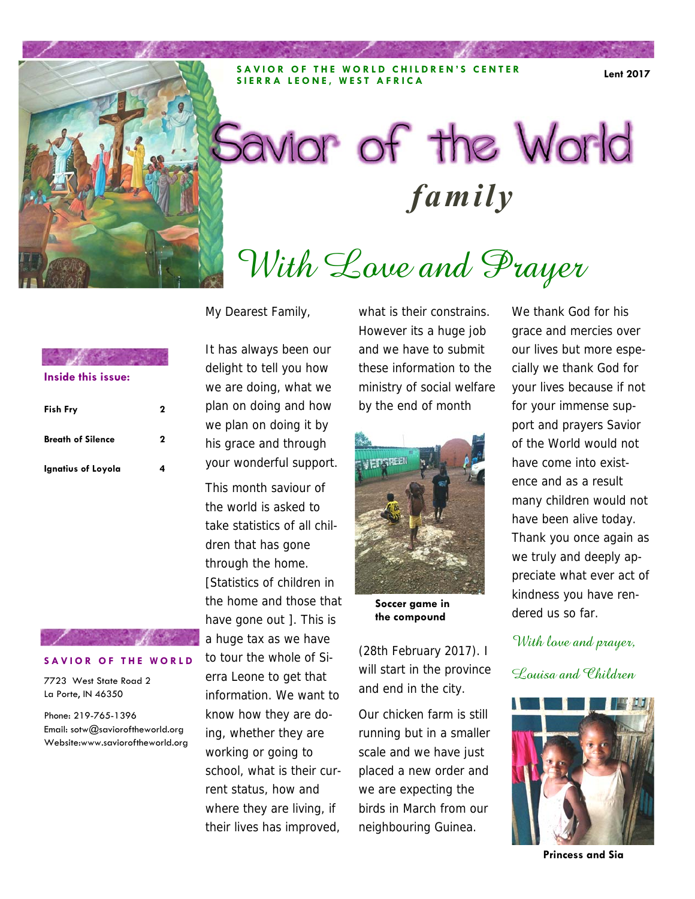SAVIOR OF THE WORLD CHILDREN'S CENTER
SIERRA LEONE, WEST AFRICA

Lent 2017

# Savior of the World *family*

## With Love and Prayer

**Inside this issue:**

| | |
|---|---|
| **Fish Fry** | **2** |
| **Breath of Silence** | **2** |
| **Ignatius of Loyola** | **4** |

My Dearest Family,

It has always been our delight to tell you how we are doing, what we plan on doing and how we plan on doing it by his grace and through your wonderful support.

This month saviour of the world is asked to take statistics of all children that has gone through the home. [Statistics of children in the home and those that have gone out ]. This is a huge tax as we have to tour the whole of Sierra Leone to get that information. We want to know how they are doing, whether they are working or going to school, what is their current status, how and where they are living, if their lives has improved, what is their constrains. However its a huge job and we have to submit these information to the ministry of social welfare by the end of month (28th February 2017). I will start in the province and end in the city.

**Soccer game in the compound**

Our chicken farm is still running but in a smaller scale and we have just placed a new order and we are expecting the birds in March from our neighbouring Guinea.

We thank God for his grace and mercies over our lives but more especially we thank God for your lives because if not for your immense support and prayers Savior of the World would not have come into existence and as a result many children would not have been alive today. Thank you once again as we truly and deeply appreciate what ever act of kindness you have rendered us so far.

*With love and prayer,*

*Louisa and Children*

**Princess and Sia**

**SAVIOR OF THE WORLD**

7723 West State Road 2
La Porte, IN 46350

Phone: 219-765-1396
Email: sotw@savioroftheworld.org
Website:www.savioroftheworld.org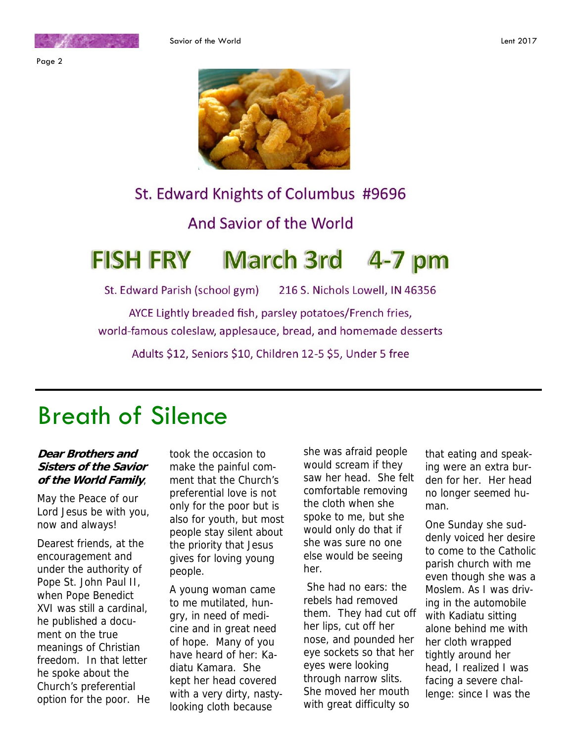St. Edward Knights of Columbus #9696

And Savior of the World

# FISH FRY March 3rd 4-7 pm

St. Edward Parish (school gym) 216 S. Nichols Lowell, IN 46356

AYCE Lightly breaded fish, parsley potatoes/French fries, world-famous coleslaw, applesauce, bread, and homemade desserts

Adults $12, Seniors $10, Children 12-5 $5, Under 5 free

---

# Breath of Silence

***Dear Brothers and Sisters of the Savior of the World Family***,

May the Peace of our Lord Jesus be with you, now and always!

Dearest friends, at the encouragement and under the authority of Pope St. John Paul II, when Pope Benedict XVI was still a cardinal, he published a document on the true meanings of Christian freedom. In that letter he spoke about the Church's preferential option for the poor. He took the occasion to make the painful comment that the Church's preferential love is not only for the poor but is also for youth, but most people stay silent about the priority that Jesus gives for loving young people.

A young woman came to me mutilated, hungry, in need of medicine and in great need of hope. Many of you have heard of her: Kadiatu Kamara. She kept her head covered with a very dirty, nasty-looking cloth because she was afraid people would scream if they saw her head. She felt comfortable removing the cloth when she spoke to me, but she would only do that if she was sure no one else would be seeing her.

She had no ears: the rebels had removed them. They had cut off her lips, cut off her nose, and pounded her eye sockets so that her eyes were looking through narrow slits. She moved her mouth with great difficulty so that eating and speaking were an extra burden for her. Her head no longer seemed human.

One Sunday she suddenly voiced her desire to come to the Catholic parish church with me even though she was a Moslem. As I was driving in the automobile with Kadiatu sitting alone behind me with her cloth wrapped tightly around her head, I realized I was facing a severe challenge: since I was the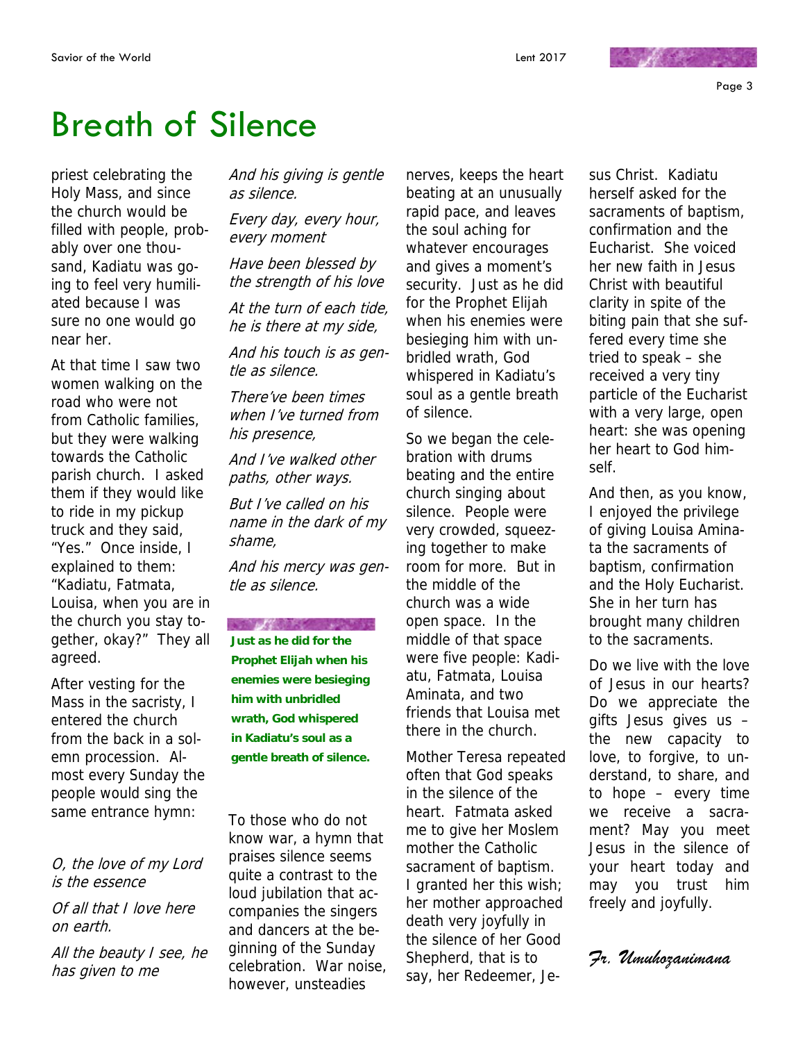# Breath of Silence

priest celebrating the Holy Mass, and since the church would be filled with people, probably over one thousand, Kadiatu was going to feel very humiliated because I was sure no one would go near her.

At that time I saw two women walking on the road who were not from Catholic families, but they were walking towards the Catholic parish church. I asked them if they would like to ride in my pickup truck and they said, "Yes." Once inside, I explained to them: "Kadiatu, Fatmata, Louisa, when you are in the church you stay together, okay?" They all agreed.

After vesting for the Mass in the sacristy, I entered the church from the back in a solemn procession. Almost every Sunday the people would sing the same entrance hymn:

*O, the love of my Lord is the essence*

*Of all that I love here on earth.*

*All the beauty I see, he has given to me*

*And his giving is gentle as silence.*

*Every day, every hour, every moment*

*Have been blessed by the strength of his love*

*At the turn of each tide, he is there at my side,*

*And his touch is as gentle as silence.*

*There've been times when I've turned from his presence,*

*And I've walked other paths, other ways.*

*But I've called on his name in the dark of my shame,*

*And his mercy was gentle as silence.*

**Just as he did for the Prophet Elijah when his enemies were besieging him with unbridled wrath, God whispered in Kadiatu's soul as a gentle breath of silence.**

To those who do not know war, a hymn that praises silence seems quite a contrast to the loud jubilation that accompanies the singers and dancers at the beginning of the Sunday celebration. War noise, however, unsteadies nerves, keeps the heart beating at an unusually rapid pace, and leaves the soul aching for whatever encourages and gives a moment's security. Just as he did for the Prophet Elijah when his enemies were besieging him with unbridled wrath, God whispered in Kadiatu's soul as a gentle breath of silence.

So we began the celebration with drums beating and the entire church singing about silence. People were very crowded, squeezing together to make room for more. But in the middle of the church was a wide open space. In the middle of that space were five people: Kadiatu, Fatmata, Louisa Aminata, and two friends that Louisa met there in the church.

Mother Teresa repeated often that God speaks in the silence of the heart. Fatmata asked me to give her Moslem mother the Catholic sacrament of baptism. I granted her this wish; her mother approached death very joyfully in the silence of her Good Shepherd, that is to say, her Redeemer, Jesus Christ. Kadiatu herself asked for the sacraments of baptism, confirmation and the Eucharist. She voiced her new faith in Jesus Christ with beautiful clarity in spite of the biting pain that she suffered every time she tried to speak – she received a very tiny particle of the Eucharist with a very large, open heart: she was opening her heart to God himself.

And then, as you know, I enjoyed the privilege of giving Louisa Aminata the sacraments of baptism, confirmation and the Holy Eucharist. She in her turn has brought many children to the sacraments.

Do we live with the love of Jesus in our hearts? Do we appreciate the gifts Jesus gives us – the new capacity to love, to forgive, to understand, to share, and to hope – every time we receive a sacrament? May you meet Jesus in the silence of your heart today and may you trust him freely and joyfully.

*Fr. Umuhozanimana*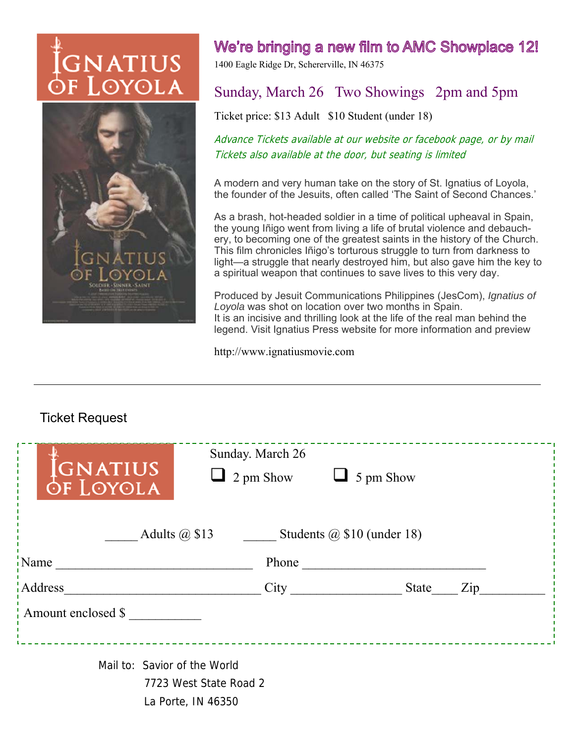# Ignatius of Loyola

## We're bringing a new film to AMC Showplace 12!

1400 Eagle Ridge Dr, Schererville, IN 46375

### Sunday, March 26 Two Showings 2pm and 5pm

Ticket price: $13 Adult $10 Student (under 18)

*Advance Tickets available at our website or facebook page, or by mail*
*Tickets also available at the door, but seating is limited*

A modern and very human take on the story of St. Ignatius of Loyola, the founder of the Jesuits, often called 'The Saint of Second Chances.'

As a brash, hot-headed soldier in a time of political upheaval in Spain, the young Iñigo went from living a life of brutal violence and debauchery, to becoming one of the greatest saints in the history of the Church. This film chronicles Iñigo's torturous struggle to turn from darkness to light—a struggle that nearly destroyed him, but also gave him the key to a spiritual weapon that continues to save lives to this very day.

Produced by Jesuit Communications Philippines (JesCom), *Ignatius of Loyola* was shot on location over two months in Spain.
It is an incisive and thrilling look at the life of the real man behind the legend. Visit Ignatius Press website for more information and preview

http://www.ignatiusmovie.com

---

Ticket Request

Ignatius of Loyola

Sunday. March 26

❑ 2 pm Show ❑ 5 pm Show

_____ Adults @ $13 _____ Students @ $10 (under 18)

Name ______________________________ Phone ____________________________

Address______________________________ City _________________ State____ Zip__________

Amount enclosed $ ___________

Mail to: Savior of the World
7723 West State Road 2
La Porte, IN 46350